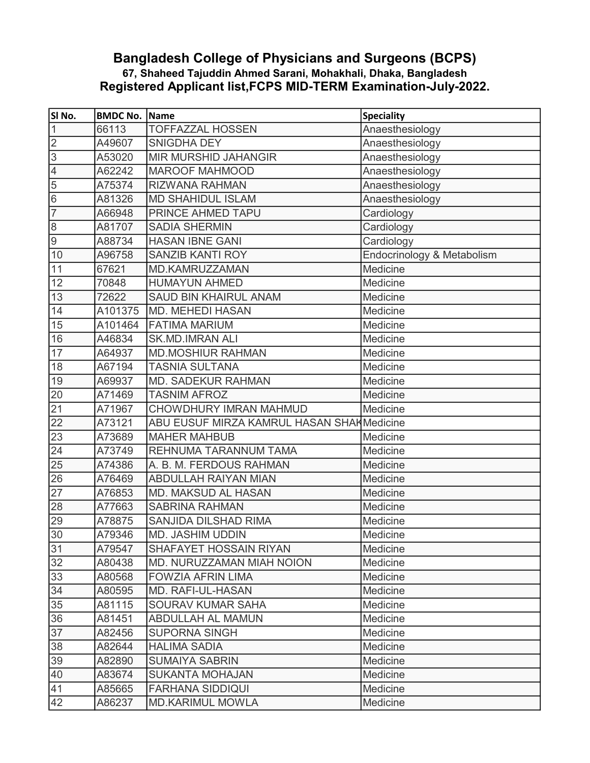# Bangladesh College of Physicians and Surgeons (BCPS)

**67, Shaheed Tajuddin Ahmed Sarani, Mohakhali, Dhaka, Bangladesh**

## Registered Applicant list,FCPS MID-TERM Examination-July-2022.

| Sl No. | BMDC No. | Name | Speciality |
|---|---|---|---|
| 1 | 66113 | TOFFAZZAL HOSSEN | Anaesthesiology |
| 2 | A49607 | SNIGDHA DEY | Anaesthesiology |
| 3 | A53020 | MIR MURSHID JAHANGIR | Anaesthesiology |
| 4 | A62242 | MAROOF MAHMOOD | Anaesthesiology |
| 5 | A75374 | RIZWANA RAHMAN | Anaesthesiology |
| 6 | A81326 | MD SHAHIDUL ISLAM | Anaesthesiology |
| 7 | A66948 | PRINCE AHMED TAPU | Cardiology |
| 8 | A81707 | SADIA SHERMIN | Cardiology |
| 9 | A88734 | HASAN IBNE GANI | Cardiology |
| 10 | A96758 | SANZIB KANTI ROY | Endocrinology & Metabolism |
| 11 | 67621 | MD.KAMRUZZAMAN | Medicine |
| 12 | 70848 | HUMAYUN AHMED | Medicine |
| 13 | 72622 | SAUD BIN KHAIRUL ANAM | Medicine |
| 14 | A101375 | MD. MEHEDI HASAN | Medicine |
| 15 | A101464 | FATIMA MARIUM | Medicine |
| 16 | A46834 | SK.MD.IMRAN ALI | Medicine |
| 17 | A64937 | MD.MOSHIUR RAHMAN | Medicine |
| 18 | A67194 | TASNIA SULTANA | Medicine |
| 19 | A69937 | MD. SADEKUR RAHMAN | Medicine |
| 20 | A71469 | TASNIM AFROZ | Medicine |
| 21 | A71967 | CHOWDHURY IMRAN MAHMUD | Medicine |
| 22 | A73121 | ABU EUSUF MIRZA KAMRUL HASAN SHAK | Medicine |
| 23 | A73689 | MAHER MAHBUB | Medicine |
| 24 | A73749 | REHNUMA TARANNUM TAMA | Medicine |
| 25 | A74386 | A. B. M. FERDOUS RAHMAN | Medicine |
| 26 | A76469 | ABDULLAH RAIYAN MIAN | Medicine |
| 27 | A76853 | MD. MAKSUD AL HASAN | Medicine |
| 28 | A77663 | SABRINA RAHMAN | Medicine |
| 29 | A78875 | SANJIDA DILSHAD RIMA | Medicine |
| 30 | A79346 | MD. JASHIM UDDIN | Medicine |
| 31 | A79547 | SHAFAYET HOSSAIN RIYAN | Medicine |
| 32 | A80438 | MD. NURUZZAMAN MIAH NOION | Medicine |
| 33 | A80568 | FOWZIA AFRIN LIMA | Medicine |
| 34 | A80595 | MD. RAFI-UL-HASAN | Medicine |
| 35 | A81115 | SOURAV KUMAR SAHA | Medicine |
| 36 | A81451 | ABDULLAH AL MAMUN | Medicine |
| 37 | A82456 | SUPORNA SINGH | Medicine |
| 38 | A82644 | HALIMA SADIA | Medicine |
| 39 | A82890 | SUMAIYA SABRIN | Medicine |
| 40 | A83674 | SUKANTA MOHAJAN | Medicine |
| 41 | A85665 | FARHANA SIDDIQUI | Medicine |
| 42 | A86237 | MD.KARIMUL MOWLA | Medicine |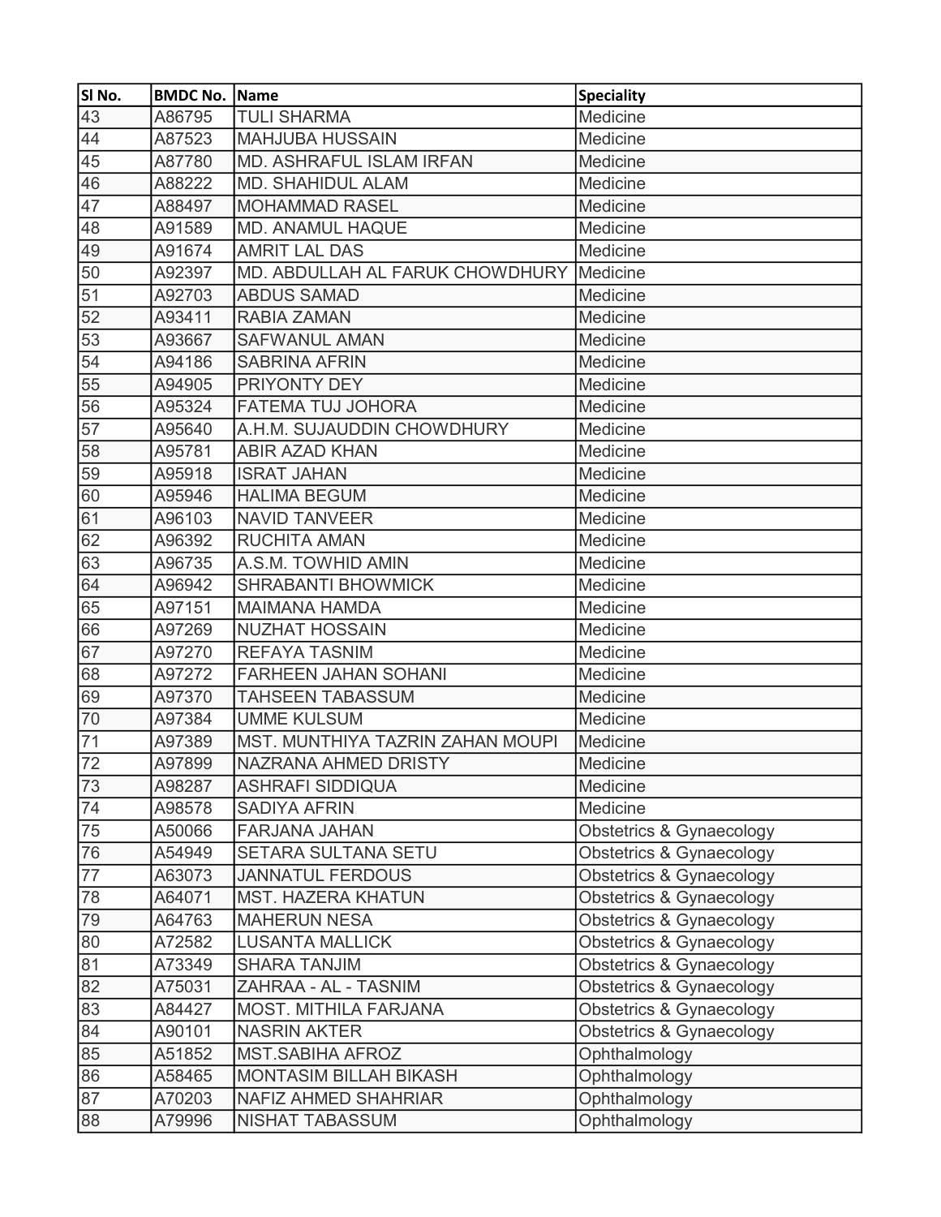| Sl No. | BMDC No. | Name | Speciality |
|---|---|---|---|
| 43 | A86795 | TULI SHARMA | Medicine |
| 44 | A87523 | MAHJUBA HUSSAIN | Medicine |
| 45 | A87780 | MD. ASHRAFUL ISLAM IRFAN | Medicine |
| 46 | A88222 | MD. SHAHIDUL ALAM | Medicine |
| 47 | A88497 | MOHAMMAD RASEL | Medicine |
| 48 | A91589 | MD. ANAMUL HAQUE | Medicine |
| 49 | A91674 | AMRIT LAL DAS | Medicine |
| 50 | A92397 | MD. ABDULLAH AL FARUK CHOWDHURY | Medicine |
| 51 | A92703 | ABDUS SAMAD | Medicine |
| 52 | A93411 | RABIA ZAMAN | Medicine |
| 53 | A93667 | SAFWANUL AMAN | Medicine |
| 54 | A94186 | SABRINA AFRIN | Medicine |
| 55 | A94905 | PRIYONTY DEY | Medicine |
| 56 | A95324 | FATEMA TUJ JOHORA | Medicine |
| 57 | A95640 | A.H.M. SUJAUDDIN CHOWDHURY | Medicine |
| 58 | A95781 | ABIR AZAD KHAN | Medicine |
| 59 | A95918 | ISRAT JAHAN | Medicine |
| 60 | A95946 | HALIMA BEGUM | Medicine |
| 61 | A96103 | NAVID TANVEER | Medicine |
| 62 | A96392 | RUCHITA AMAN | Medicine |
| 63 | A96735 | A.S.M. TOWHID AMIN | Medicine |
| 64 | A96942 | SHRABANTI BHOWMICK | Medicine |
| 65 | A97151 | MAIMANA HAMDA | Medicine |
| 66 | A97269 | NUZHAT HOSSAIN | Medicine |
| 67 | A97270 | REFAYA TASNIM | Medicine |
| 68 | A97272 | FARHEEN JAHAN SOHANI | Medicine |
| 69 | A97370 | TAHSEEN TABASSUM | Medicine |
| 70 | A97384 | UMME KULSUM | Medicine |
| 71 | A97389 | MST. MUNTHIYA TAZRIN ZAHAN MOUPI | Medicine |
| 72 | A97899 | NAZRANA AHMED DRISTY | Medicine |
| 73 | A98287 | ASHRAFI SIDDIQUA | Medicine |
| 74 | A98578 | SADIYA AFRIN | Medicine |
| 75 | A50066 | FARJANA JAHAN | Obstetrics & Gynaecology |
| 76 | A54949 | SETARA SULTANA SETU | Obstetrics & Gynaecology |
| 77 | A63073 | JANNATUL FERDOUS | Obstetrics & Gynaecology |
| 78 | A64071 | MST. HAZERA KHATUN | Obstetrics & Gynaecology |
| 79 | A64763 | MAHERUN NESA | Obstetrics & Gynaecology |
| 80 | A72582 | LUSANTA MALLICK | Obstetrics & Gynaecology |
| 81 | A73349 | SHARA TANJIM | Obstetrics & Gynaecology |
| 82 | A75031 | ZAHRAA - AL - TASNIM | Obstetrics & Gynaecology |
| 83 | A84427 | MOST. MITHILA FARJANA | Obstetrics & Gynaecology |
| 84 | A90101 | NASRIN AKTER | Obstetrics & Gynaecology |
| 85 | A51852 | MST.SABIHA AFROZ | Ophthalmology |
| 86 | A58465 | MONTASIM BILLAH BIKASH | Ophthalmology |
| 87 | A70203 | NAFIZ AHMED SHAHRIAR | Ophthalmology |
| 88 | A79996 | NISHAT TABASSUM | Ophthalmology |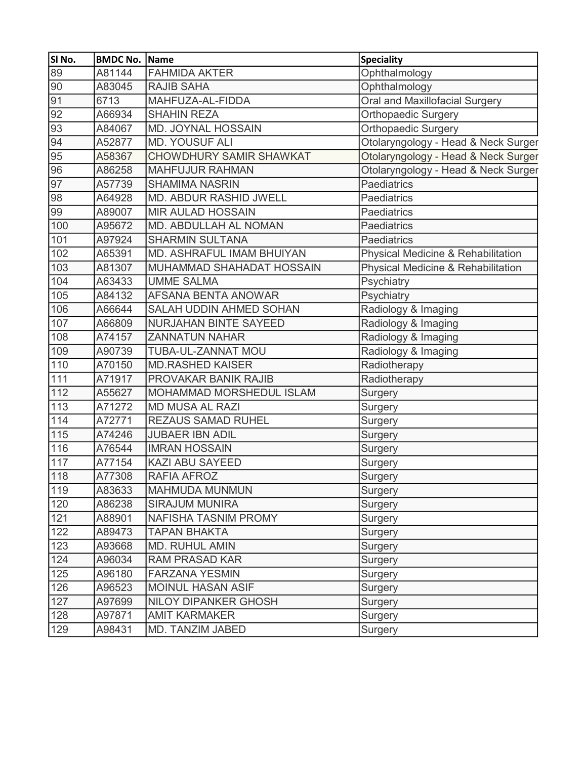| Sl No. | BMDC No. | Name | Speciality |
| --- | --- | --- | --- |
| 89 | A81144 | FAHMIDA AKTER | Ophthalmology |
| 90 | A83045 | RAJIB SAHA | Ophthalmology |
| 91 | 6713 | MAHFUZA-AL-FIDDA | Oral and Maxillofacial Surgery |
| 92 | A66934 | SHAHIN REZA | Orthopaedic Surgery |
| 93 | A84067 | MD. JOYNAL HOSSAIN | Orthopaedic Surgery |
| 94 | A52877 | MD. YOUSUF ALI | Otolaryngology - Head & Neck Surger |
| 95 | A58367 | CHOWDHURY SAMIR SHAWKAT | Otolaryngology - Head & Neck Surger |
| 96 | A86258 | MAHFUJUR RAHMAN | Otolaryngology - Head & Neck Surger |
| 97 | A57739 | SHAMIMA NASRIN | Paediatrics |
| 98 | A64928 | MD. ABDUR RASHID JWELL | Paediatrics |
| 99 | A89007 | MIR AULAD HOSSAIN | Paediatrics |
| 100 | A95672 | MD. ABDULLAH AL NOMAN | Paediatrics |
| 101 | A97924 | SHARMIN SULTANA | Paediatrics |
| 102 | A65391 | MD. ASHRAFUL IMAM BHUIYAN | Physical Medicine & Rehabilitation |
| 103 | A81307 | MUHAMMAD SHAHADAT HOSSAIN | Physical Medicine & Rehabilitation |
| 104 | A63433 | UMME SALMA | Psychiatry |
| 105 | A84132 | AFSANA BENTA ANOWAR | Psychiatry |
| 106 | A66644 | SALAH UDDIN AHMED SOHAN | Radiology & Imaging |
| 107 | A66809 | NURJAHAN BINTE SAYEED | Radiology & Imaging |
| 108 | A74157 | ZANNATUN NAHAR | Radiology & Imaging |
| 109 | A90739 | TUBA-UL-ZANNAT MOU | Radiology & Imaging |
| 110 | A70150 | MD.RASHED KAISER | Radiotherapy |
| 111 | A71917 | PROVAKAR BANIK RAJIB | Radiotherapy |
| 112 | A55627 | MOHAMMAD MORSHEDUL ISLAM | Surgery |
| 113 | A71272 | MD MUSA AL RAZI | Surgery |
| 114 | A72771 | REZAUS SAMAD RUHEL | Surgery |
| 115 | A74246 | JUBAER IBN ADIL | Surgery |
| 116 | A76544 | IMRAN HOSSAIN | Surgery |
| 117 | A77154 | KAZI ABU SAYEED | Surgery |
| 118 | A77308 | RAFIA AFROZ | Surgery |
| 119 | A83633 | MAHMUDA MUNMUN | Surgery |
| 120 | A86238 | SIRAJUM MUNIRA | Surgery |
| 121 | A88901 | NAFISHA TASNIM PROMY | Surgery |
| 122 | A89473 | TAPAN BHAKTA | Surgery |
| 123 | A93668 | MD. RUHUL AMIN | Surgery |
| 124 | A96034 | RAM PRASAD KAR | Surgery |
| 125 | A96180 | FARZANA YESMIN | Surgery |
| 126 | A96523 | MOINUL HASAN ASIF | Surgery |
| 127 | A97699 | NILOY DIPANKER GHOSH | Surgery |
| 128 | A97871 | AMIT KARMAKER | Surgery |
| 129 | A98431 | MD. TANZIM JABED | Surgery |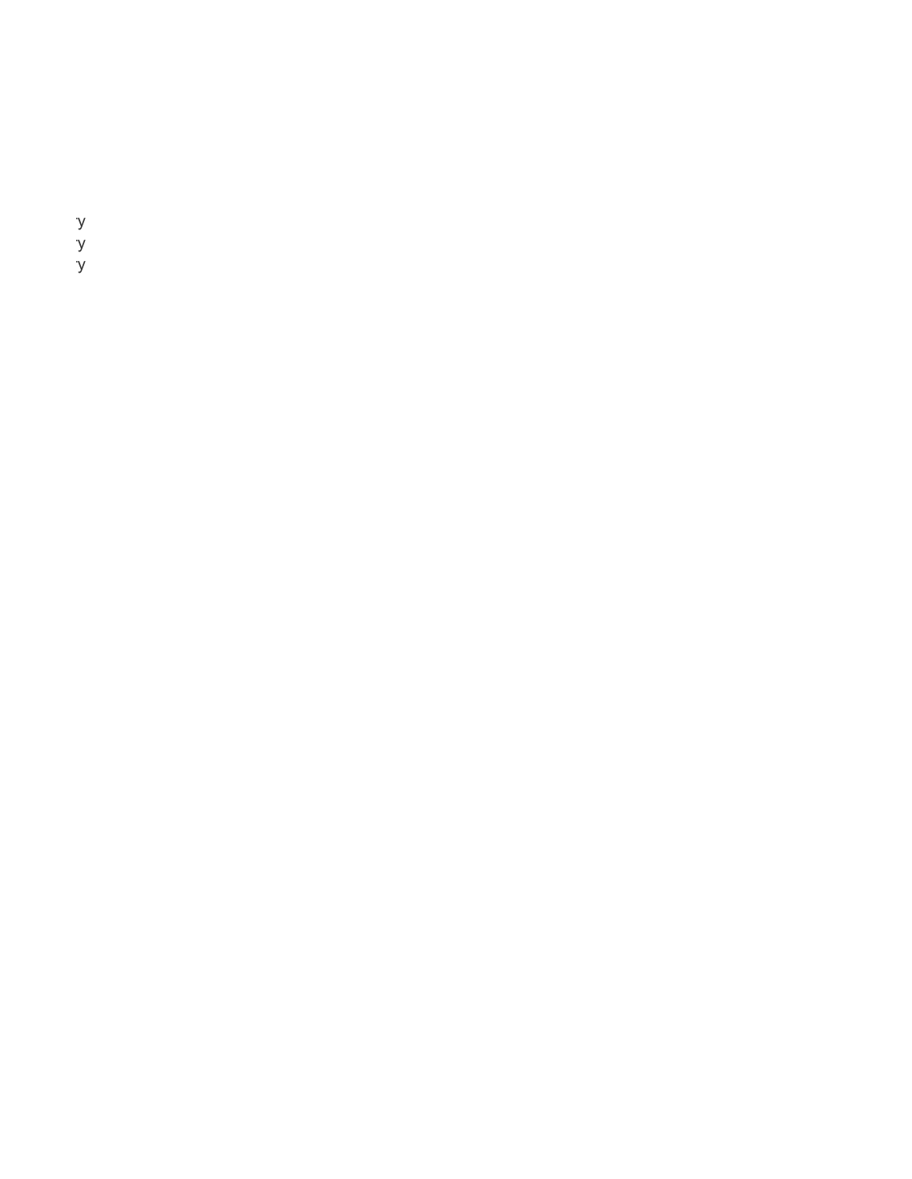'y
'y
'y